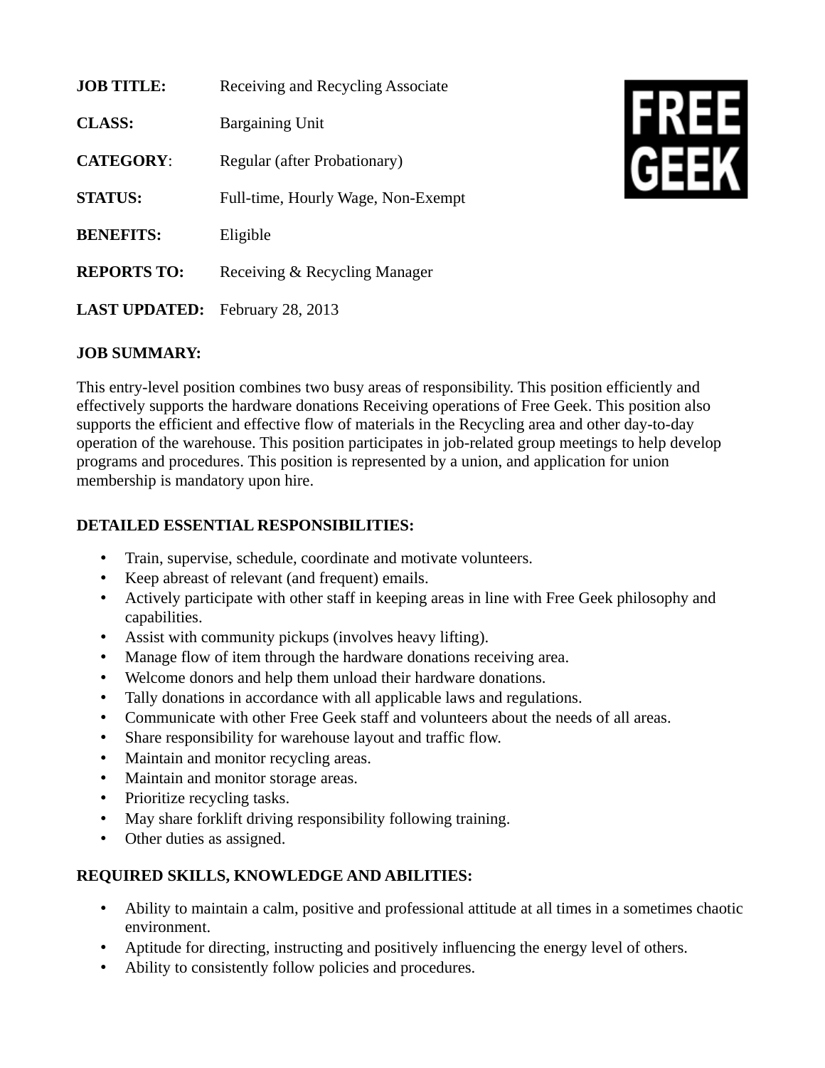**JOB TITLE:** Receiving and Recycling Associate

**CLASS:** Bargaining Unit

**CATEGORY**: Regular (after Probationary)

**STATUS:** Full-time, Hourly Wage, Non-Exempt

**BENEFITS:** Eligible

**REPORTS TO:** Receiving & Recycling Manager

**LAST UPDATED:** February 28, 2013

FREE GEEK

**JOB SUMMARY:**

This entry-level position combines two busy areas of responsibility. This position efficiently and effectively supports the hardware donations Receiving operations of Free Geek. This position also supports the efficient and effective flow of materials in the Recycling area and other day-to-day operation of the warehouse. This position participates in job-related group meetings to help develop programs and procedures. This position is represented by a union, and application for union membership is mandatory upon hire.

**DETAILED ESSENTIAL RESPONSIBILITIES:**

- Train, supervise, schedule, coordinate and motivate volunteers.
- Keep abreast of relevant (and frequent) emails.
- Actively participate with other staff in keeping areas in line with Free Geek philosophy and capabilities.
- Assist with community pickups (involves heavy lifting).
- Manage flow of item through the hardware donations receiving area.
- Welcome donors and help them unload their hardware donations.
- Tally donations in accordance with all applicable laws and regulations.
- Communicate with other Free Geek staff and volunteers about the needs of all areas.
- Share responsibility for warehouse layout and traffic flow.
- Maintain and monitor recycling areas.
- Maintain and monitor storage areas.
- Prioritize recycling tasks.
- May share forklift driving responsibility following training.
- Other duties as assigned.

**REQUIRED SKILLS, KNOWLEDGE AND ABILITIES:**

- Ability to maintain a calm, positive and professional attitude at all times in a sometimes chaotic environment.
- Aptitude for directing, instructing and positively influencing the energy level of others.
- Ability to consistently follow policies and procedures.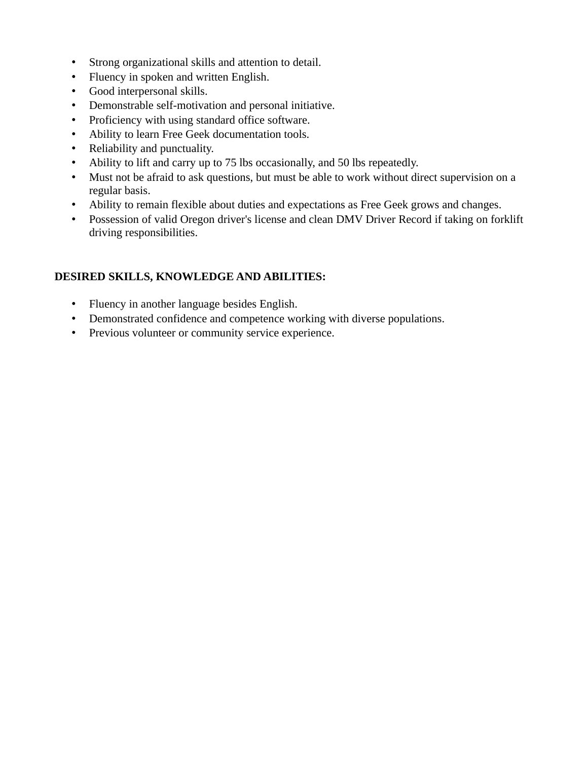- Strong organizational skills and attention to detail.
- Fluency in spoken and written English.
- Good interpersonal skills.
- Demonstrable self-motivation and personal initiative.
- Proficiency with using standard office software.
- Ability to learn Free Geek documentation tools.
- Reliability and punctuality.
- Ability to lift and carry up to 75 lbs occasionally, and 50 lbs repeatedly.
- Must not be afraid to ask questions, but must be able to work without direct supervision on a regular basis.
- Ability to remain flexible about duties and expectations as Free Geek grows and changes.
- Possession of valid Oregon driver's license and clean DMV Driver Record if taking on forklift driving responsibilities.

**DESIRED SKILLS, KNOWLEDGE AND ABILITIES:**

- Fluency in another language besides English.
- Demonstrated confidence and competence working with diverse populations.
- Previous volunteer or community service experience.